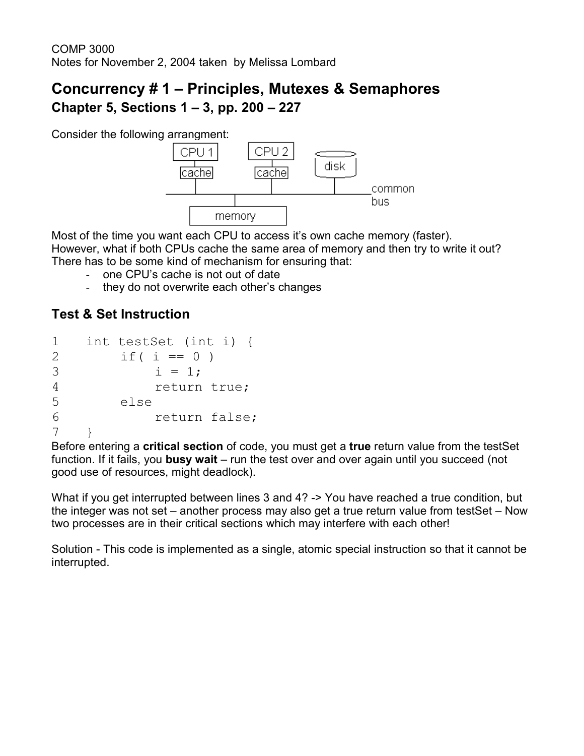COMP 3000
Notes for November 2, 2004 taken by Melissa Lombard

# Concurrency # 1 – Principles, Mutexes & Semaphores

## Chapter 5, Sections 1 – 3, pp. 200 – 227

Consider the following arrangment:

Most of the time you want each CPU to access it's own cache memory (faster).
However, what if both CPUs cache the same area of memory and then try to write it out?
There has to be some kind of mechanism for ensuring that:

- one CPU's cache is not out of date
- they do not overwrite each other's changes

## Test & Set Instruction

```
1    int testSet (int i) {
2        if( i == 0 )
3            i = 1;
4            return true;
5        else
6            return false;
7    }
```

Before entering a **critical section** of code, you must get a **true** return value from the testSet function. If it fails, you **busy wait** – run the test over and over again until you succeed (not good use of resources, might deadlock).

What if you get interrupted between lines 3 and 4? -> You have reached a true condition, but the integer was not set – another process may also get a true return value from testSet – Now two processes are in their critical sections which may interfere with each other!

Solution - This code is implemented as a single, atomic special instruction so that it cannot be interrupted.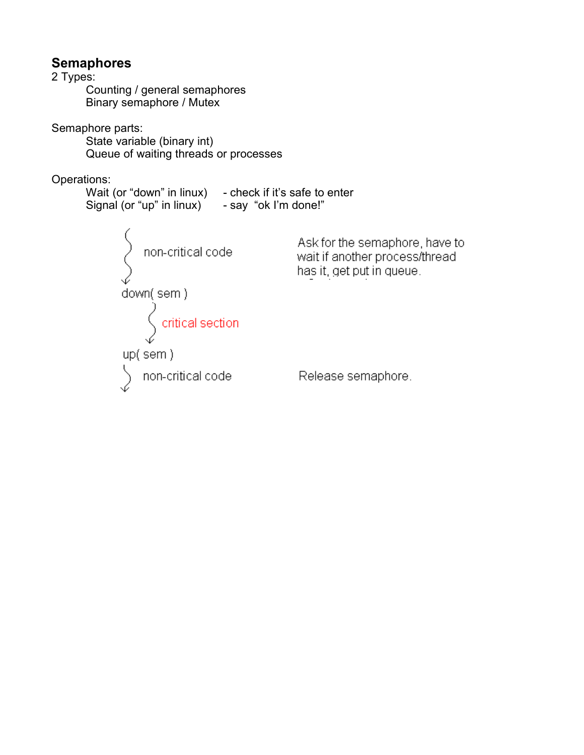## Semaphores

2 Types:

- Counting / general semaphores
- Binary semaphore / Mutex

Semaphore parts:

- State variable (binary int)
- Queue of waiting threads or processes

Operations:

- Wait (or "down" in linux) - check if it's safe to enter
- Signal (or "up" in linux) - say "ok I'm done!"

```
non-critical code
down( sem )          Ask for the semaphore, have to wait if another process/thread has it, get put in queue.
    critical section
up( sem )
non-critical code    Release semaphore.
```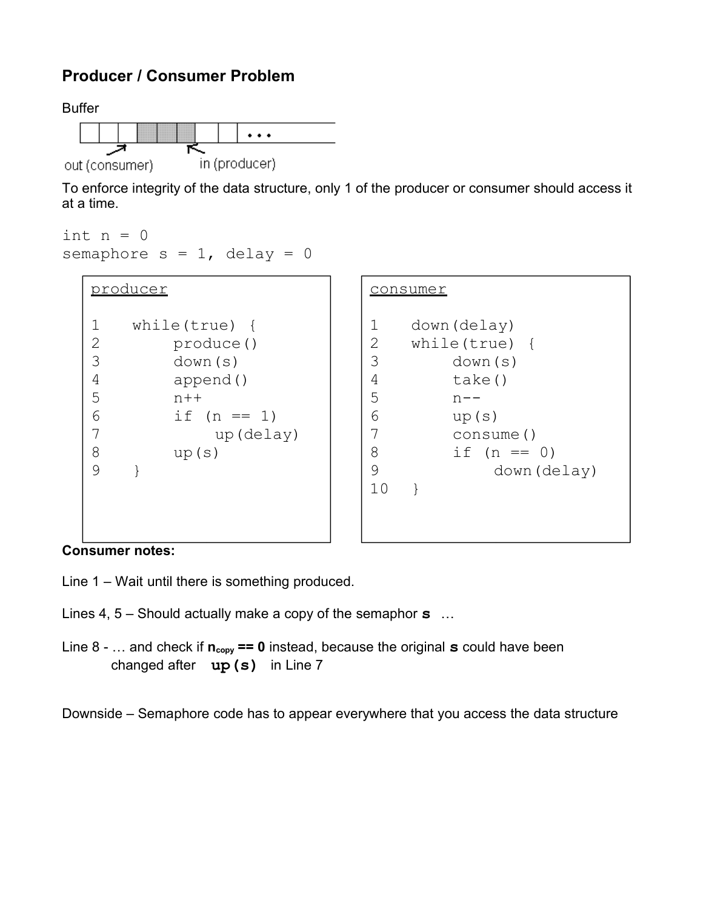## Producer / Consumer Problem

Buffer

To enforce integrity of the data structure, only 1 of the producer or consumer should access it at a time.

```
int n = 0
semaphore s = 1, delay = 0
```

```
producer

1   while(true) {
2       produce()
3       down(s)
4       append()
5       n++
6       if (n == 1)
7           up(delay)
8       up(s)
9   }
```

```
consumer

1   down(delay)
2   while(true) {
3       down(s)
4       take()
5       n--
6       up(s)
7       consume()
8       if (n == 0)
9           down(delay)
10  }
```

**Consumer notes:**

Line 1 – Wait until there is something produced.

Lines 4, 5 – Should actually make a copy of the semaphor **s** …

Line 8 - … and check if **$n_{copy}$ == 0** instead, because the original **s** could have been changed after **`up(s)`** in Line 7

Downside – Semaphore code has to appear everywhere that you access the data structure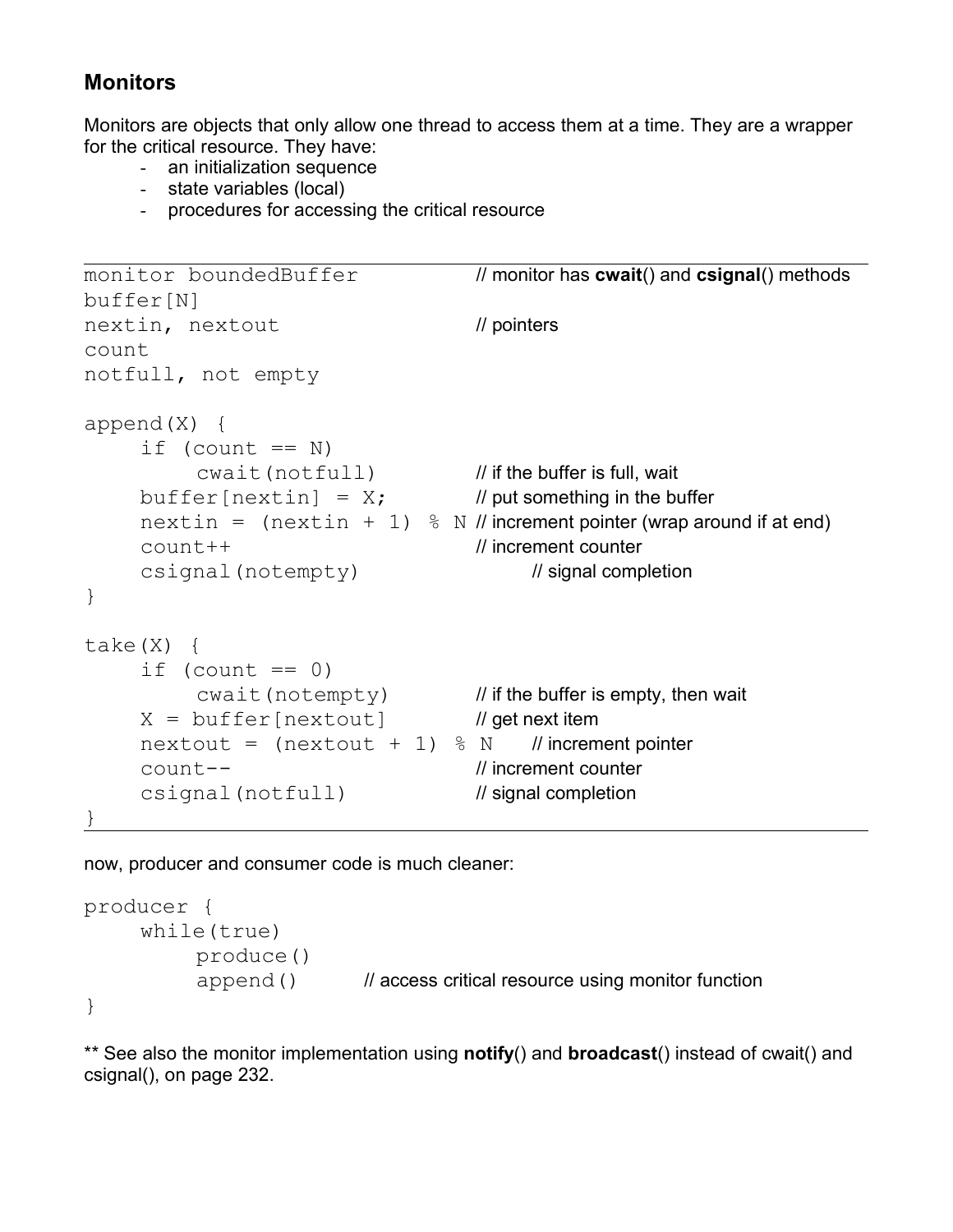## Monitors

Monitors are objects that only allow one thread to access them at a time. They are a wrapper for the critical resource. They have:

- an initialization sequence
- state variables (local)
- procedures for accessing the critical resource

---

```
monitor boundedBuffer            // monitor has cwait() and csignal() methods
buffer[N]
nextin, nextout                  // pointers
count
notfull, not empty

append(X) {
     if (count == N)
          cwait(notfull)         // if the buffer is full, wait
     buffer[nextin] = X;         // put something in the buffer
     nextin = (nextin + 1) % N   // increment pointer (wrap around if at end)
     count++                     // increment counter
     csignal(notempty)                  // signal completion
}

take(X) {
     if (count == 0)
          cwait(notempty)        // if the buffer is empty, then wait
     X = buffer[nextout]         // get next item
     nextout = (nextout + 1) % N     // increment pointer
     count--                     // increment counter
     csignal(notfull)            // signal completion
}
```

---

now, producer and consumer code is much cleaner:

```
producer {
     while(true)
          produce()
          append()         // access critical resource using monitor function
}
```

** See also the monitor implementation using **notify**() and **broadcast**() instead of cwait() and csignal(), on page 232.